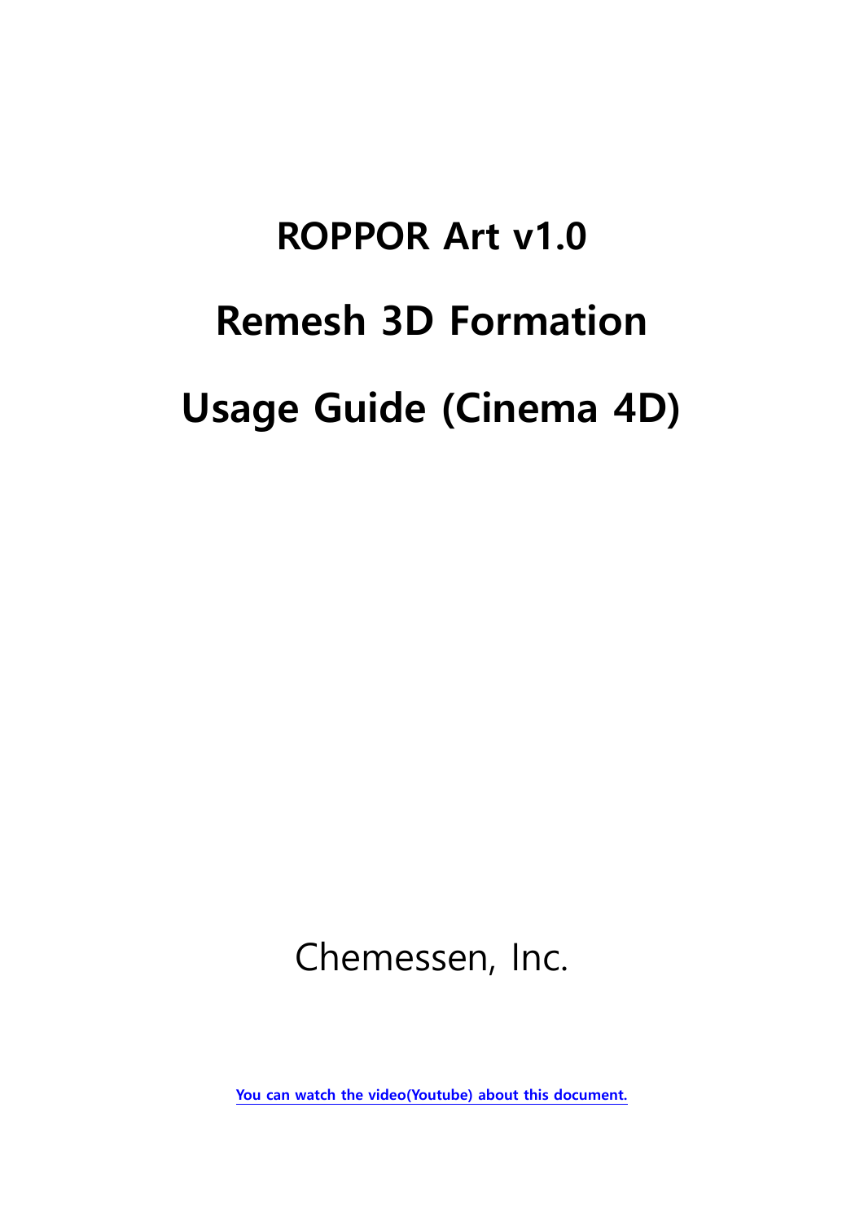# ROPPOR Art v1.0

# Remesh 3D Formation

# Usage Guide (Cinema 4D)

Chemessen, Inc.

[You can watch the video(Youtube) about this document.]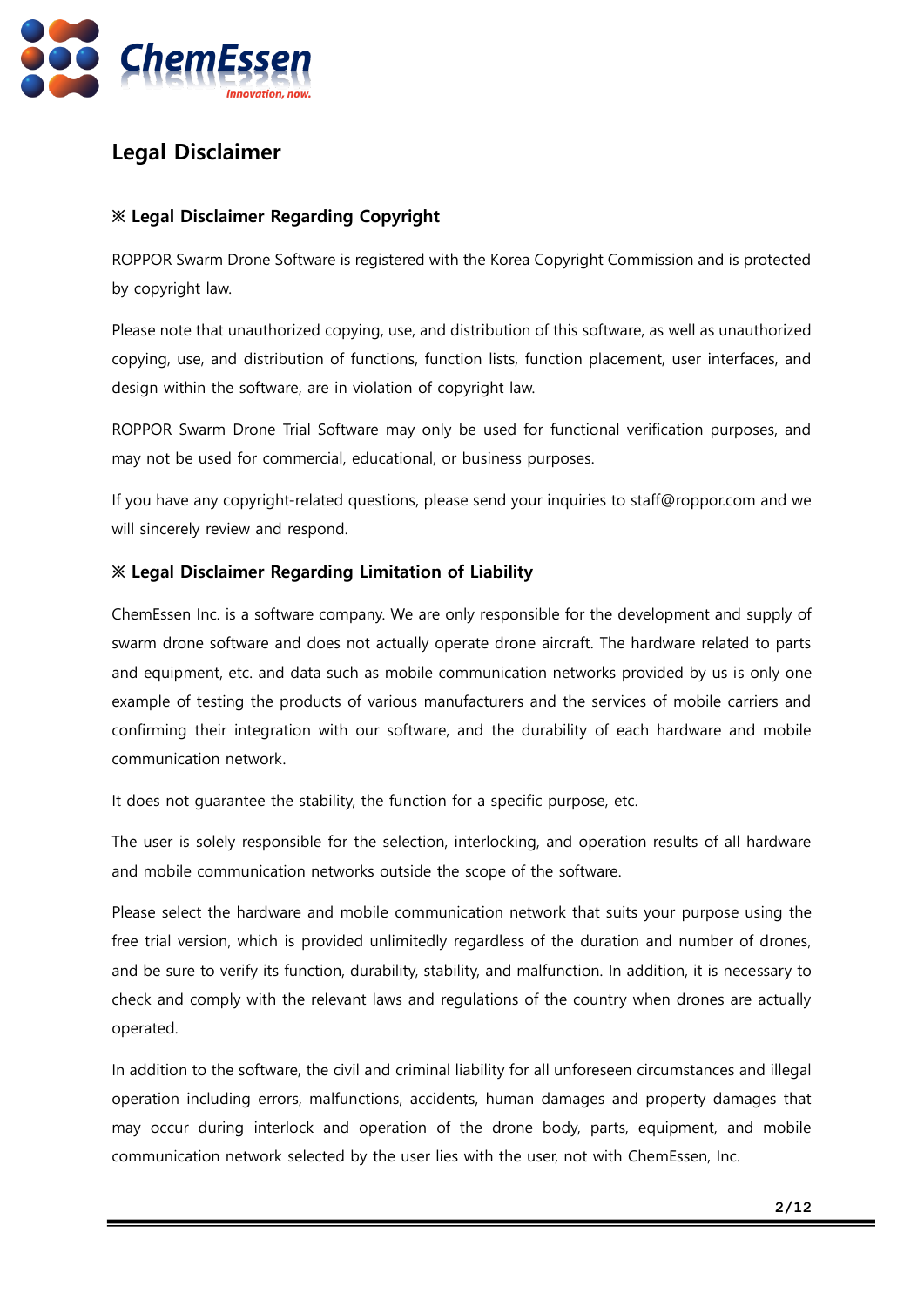# Legal Disclaimer

### ※ Legal Disclaimer Regarding Copyright

ROPPOR Swarm Drone Software is registered with the Korea Copyright Commission and is protected by copyright law.

Please note that unauthorized copying, use, and distribution of this software, as well as unauthorized copying, use, and distribution of functions, function lists, function placement, user interfaces, and design within the software, are in violation of copyright law.

ROPPOR Swarm Drone Trial Software may only be used for functional verification purposes, and may not be used for commercial, educational, or business purposes.

If you have any copyright-related questions, please send your inquiries to staff@roppor.com and we will sincerely review and respond.

### ※ Legal Disclaimer Regarding Limitation of Liability

ChemEssen Inc. is a software company. We are only responsible for the development and supply of swarm drone software and does not actually operate drone aircraft. The hardware related to parts and equipment, etc. and data such as mobile communication networks provided by us is only one example of testing the products of various manufacturers and the services of mobile carriers and confirming their integration with our software, and the durability of each hardware and mobile communication network.

It does not guarantee the stability, the function for a specific purpose, etc.

The user is solely responsible for the selection, interlocking, and operation results of all hardware and mobile communication networks outside the scope of the software.

Please select the hardware and mobile communication network that suits your purpose using the free trial version, which is provided unlimitedly regardless of the duration and number of drones, and be sure to verify its function, durability, stability, and malfunction. In addition, it is necessary to check and comply with the relevant laws and regulations of the country when drones are actually operated.

In addition to the software, the civil and criminal liability for all unforeseen circumstances and illegal operation including errors, malfunctions, accidents, human damages and property damages that may occur during interlock and operation of the drone body, parts, equipment, and mobile communication network selected by the user lies with the user, not with ChemEssen, Inc.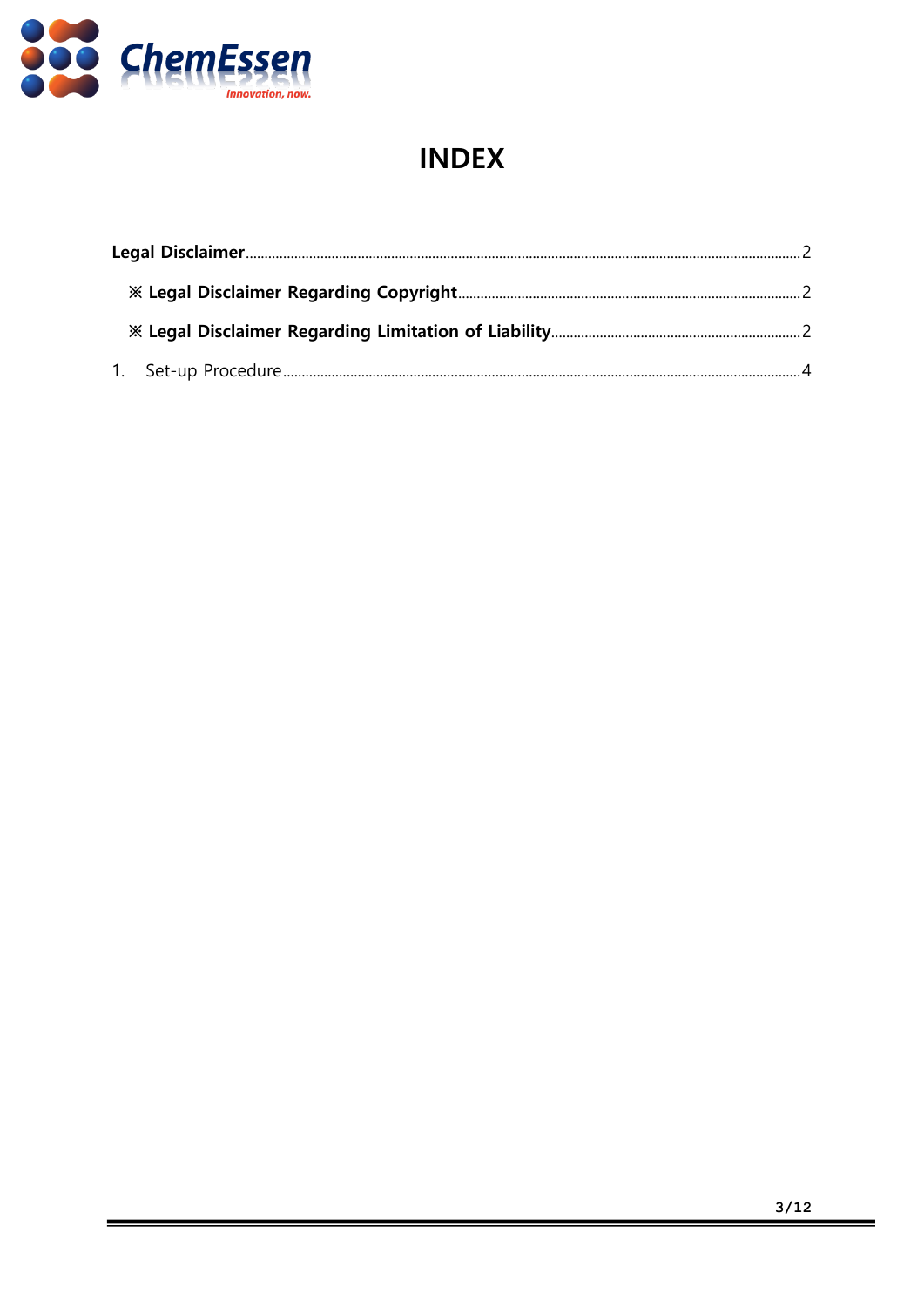# INDEX

**Legal Disclaimer**......2

**※ Legal Disclaimer Regarding Copyright**......2

**※ Legal Disclaimer Regarding Limitation of Liability**......2

1. Set-up Procedure......4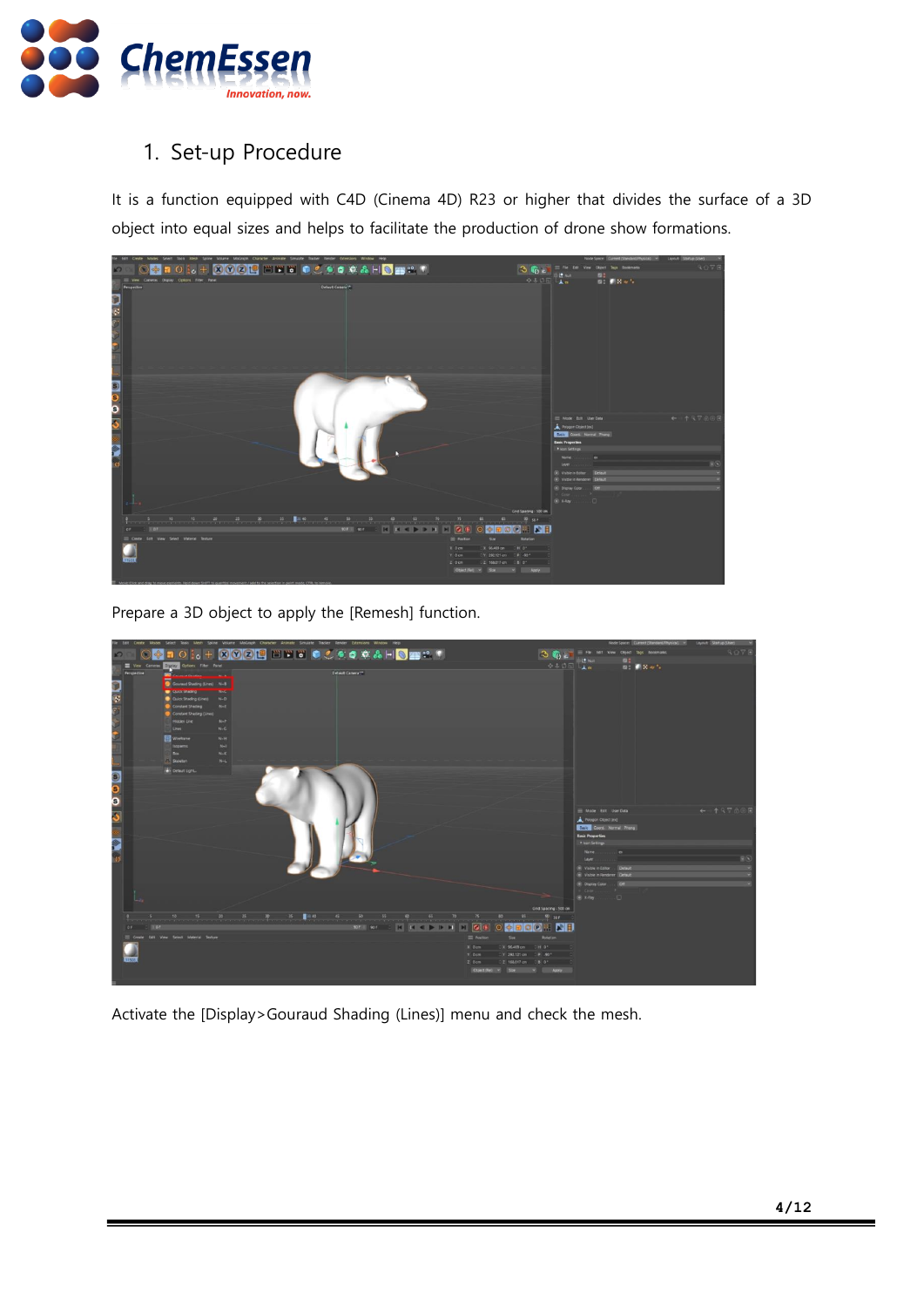## 1. Set-up Procedure

It is a function equipped with C4D (Cinema 4D) R23 or higher that divides the surface of a 3D object into equal sizes and helps to facilitate the production of drone show formations.

Prepare a 3D object to apply the [Remesh] function.

Activate the [Display>Gouraud Shading (Lines)] menu and check the mesh.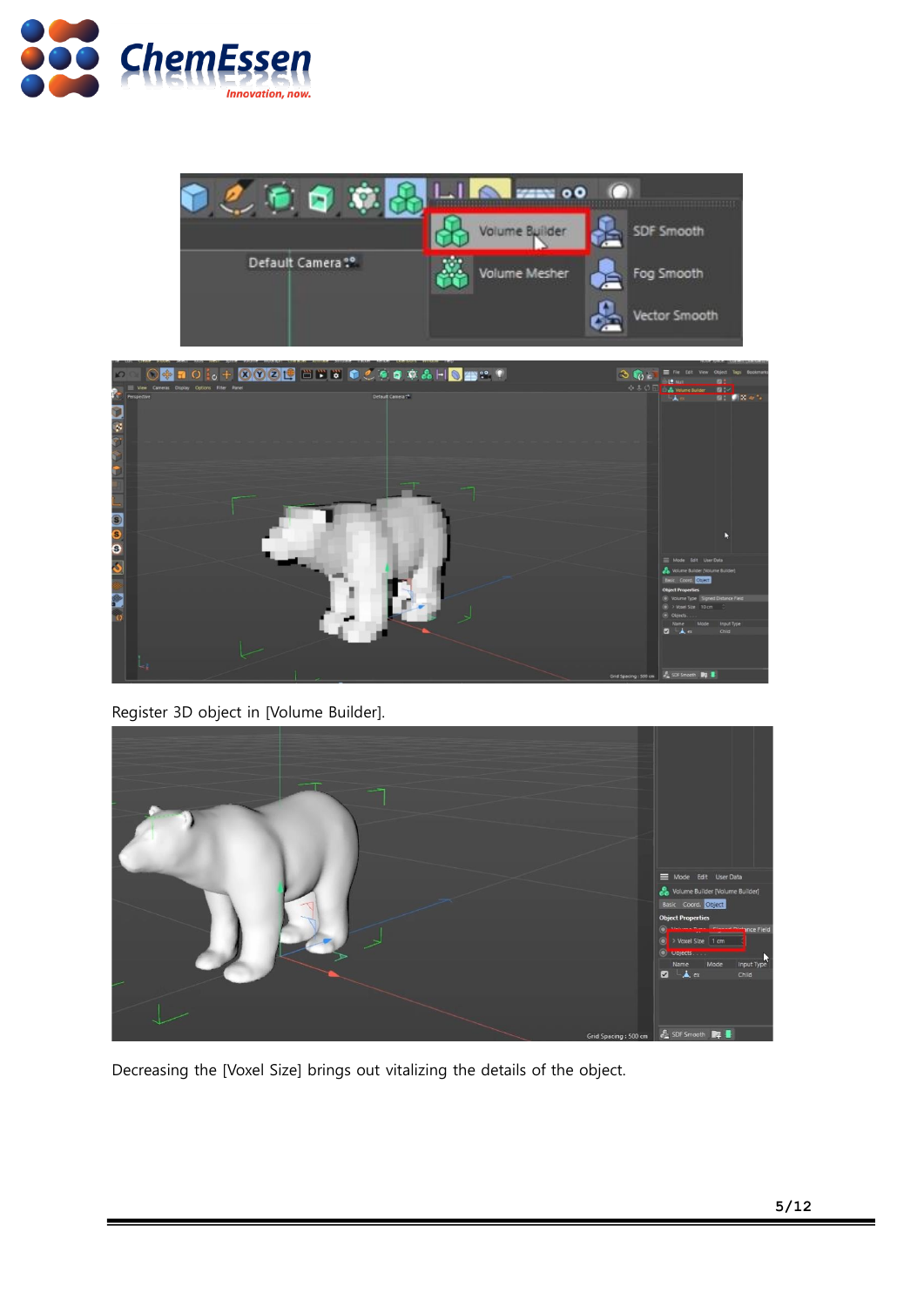Register 3D object in [Volume Builder].

Decreasing the [Voxel Size] brings out vitalizing the details of the object.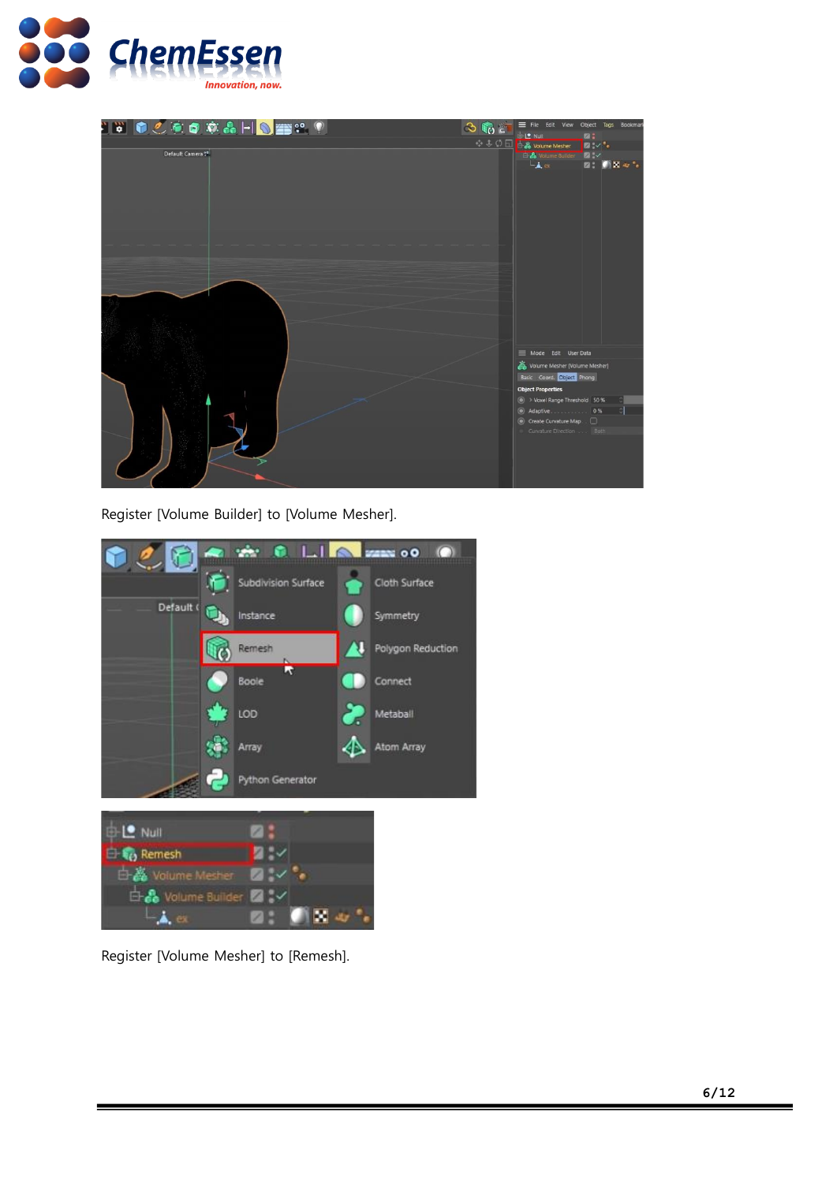Register [Volume Builder] to [Volume Mesher].

Register [Volume Mesher] to [Remesh].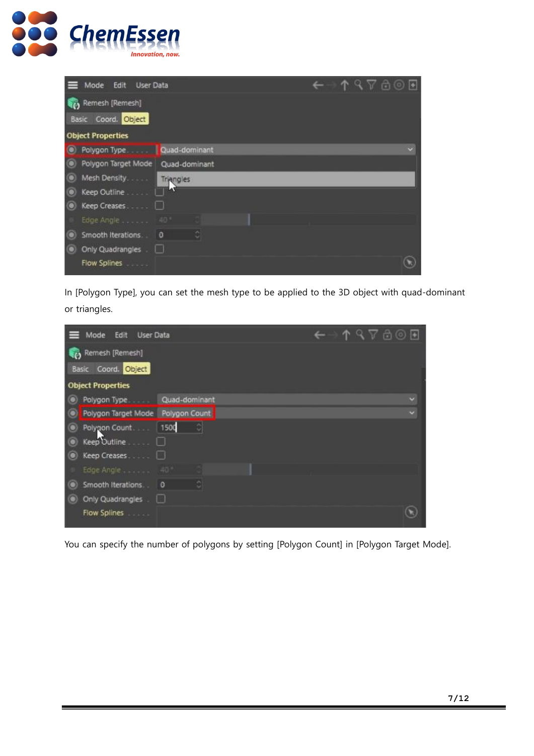In [Polygon Type], you can set the mesh type to be applied to the 3D object with quad-dominant or triangles.

You can specify the number of polygons by setting [Polygon Count] in [Polygon Target Mode].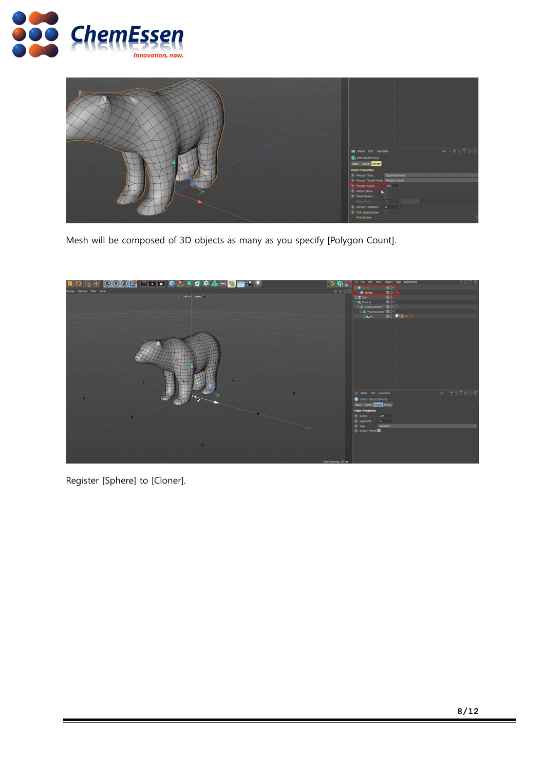Mesh will be composed of 3D objects as many as you specify [Polygon Count].

Register [Sphere] to [Cloner].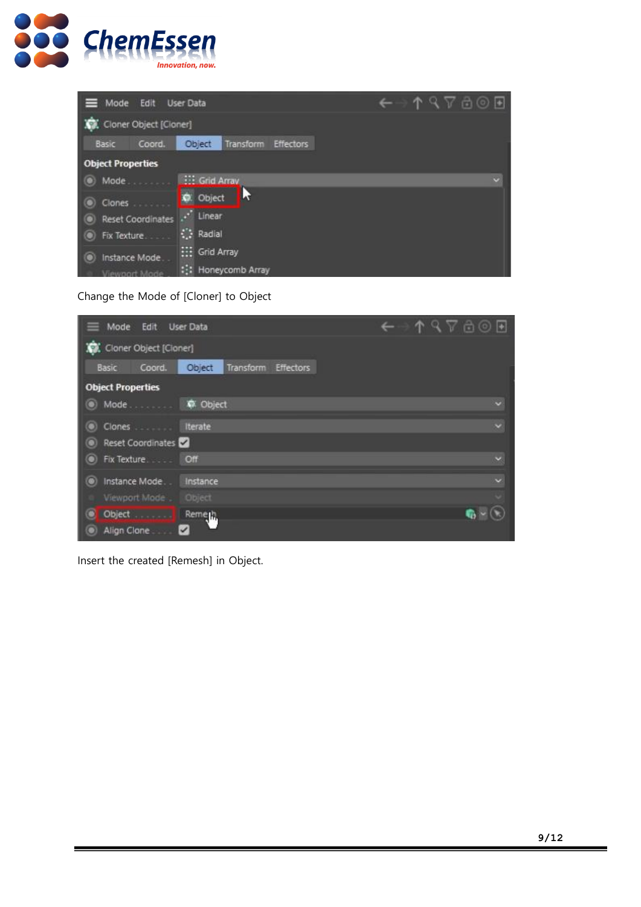Change the Mode of [Cloner] to Object

Insert the created [Remesh] in Object.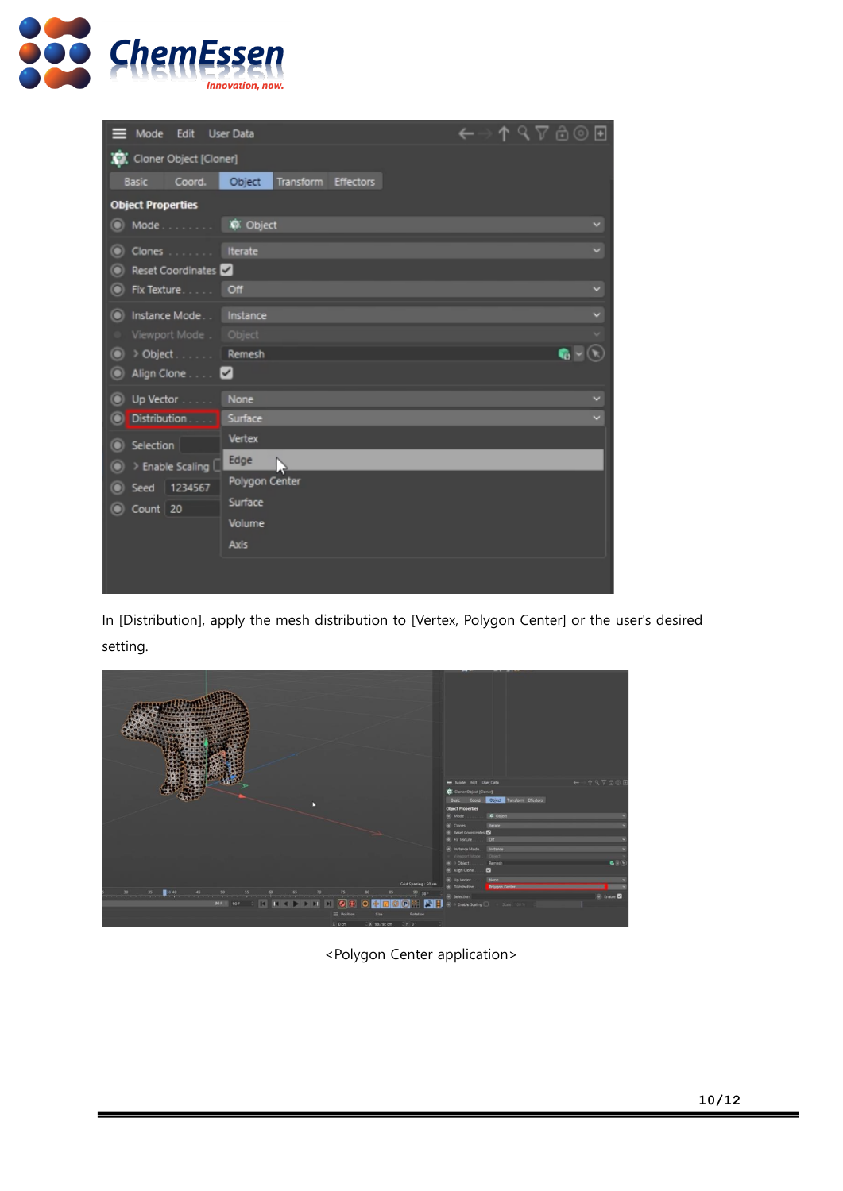In [Distribution], apply the mesh distribution to [Vertex, Polygon Center] or the user's desired setting.

<Polygon Center application>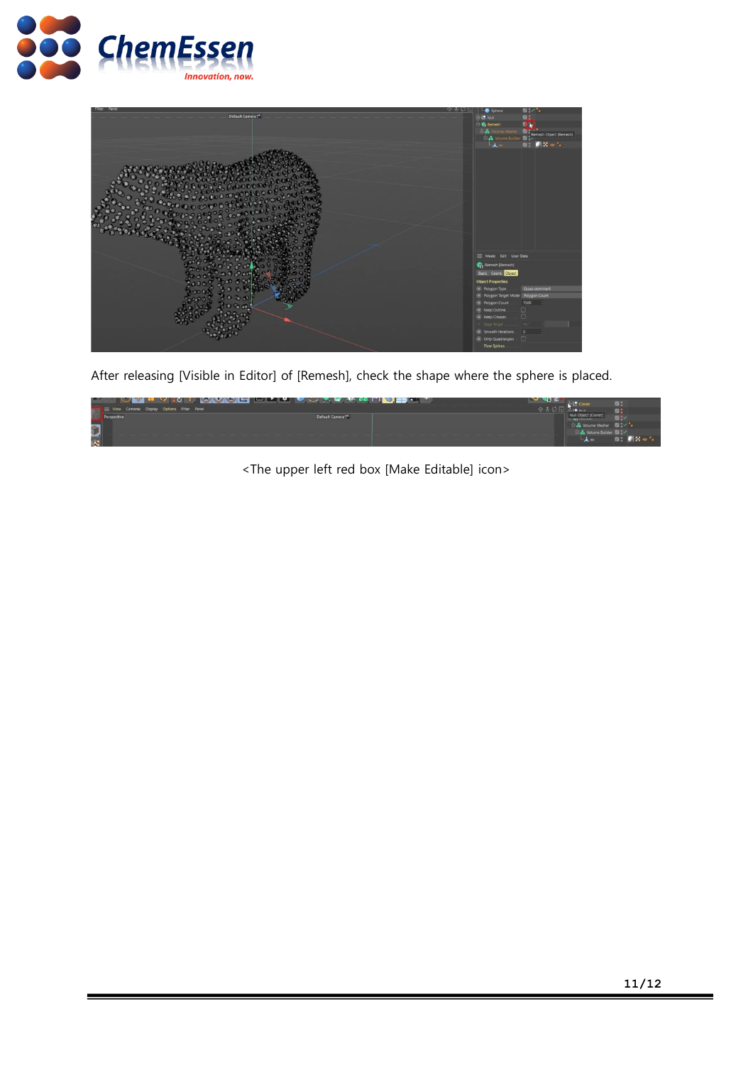After releasing [Visible in Editor] of [Remesh], check the shape where the sphere is placed.

<The upper left red box [Make Editable] icon>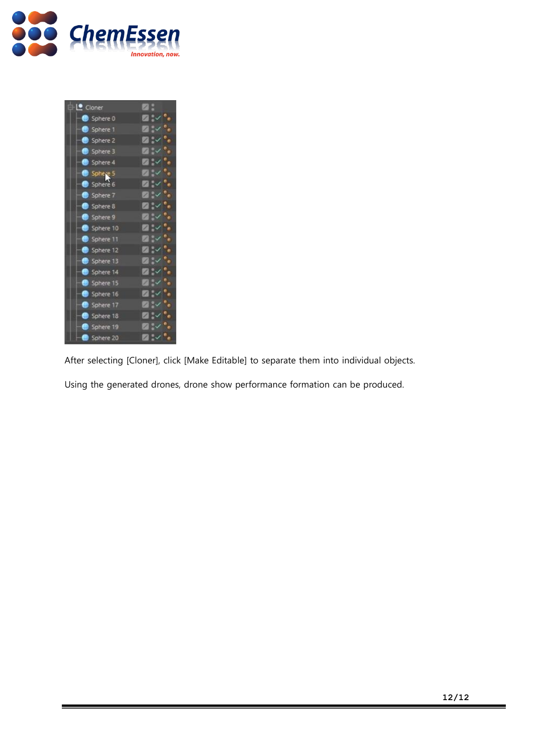After selecting [Cloner], click [Make Editable] to separate them into individual objects.

Using the generated drones, drone show performance formation can be produced.